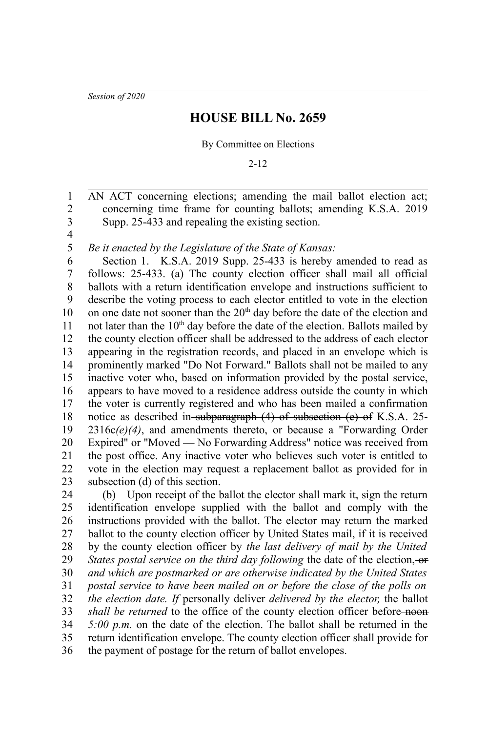*Session of 2020*

# HOUSE BILL No. 2659

By Committee on Elections

2-12

AN ACT concerning elections; amending the mail ballot election act; concerning time frame for counting ballots; amending K.S.A. 2019 Supp. 25-433 and repealing the existing section.

*Be it enacted by the Legislature of the State of Kansas:*

Section 1. K.S.A. 2019 Supp. 25-433 is hereby amended to read as follows: 25-433. (a) The county election officer shall mail all official ballots with a return identification envelope and instructions sufficient to describe the voting process to each elector entitled to vote in the election on one date not sooner than the 20th day before the date of the election and not later than the 10th day before the date of the election. Ballots mailed by the county election officer shall be addressed to the address of each elector appearing in the registration records, and placed in an envelope which is prominently marked "Do Not Forward." Ballots shall not be mailed to any inactive voter who, based on information provided by the postal service, appears to have moved to a residence address outside the county in which the voter is currently registered and who has been mailed a confirmation notice as described in ~~subparagraph (4) of subsection (e) of~~ K.S.A. 25-2316c*(e)(4)*, and amendments thereto, or because a "Forwarding Order Expired" or "Moved — No Forwarding Address" notice was received from the post office. Any inactive voter who believes such voter is entitled to vote in the election may request a replacement ballot as provided for in subsection (d) of this section.

(b) Upon receipt of the ballot the elector shall mark it, sign the return identification envelope supplied with the ballot and comply with the instructions provided with the ballot. The elector may return the marked ballot to the county election officer by United States mail, if it is received by the county election officer by *the last delivery of mail by the United States postal service on the third day following* the date of the election, ~~or~~ *and which are postmarked or are otherwise indicated by the United States postal service to have been mailed on or before the close of the polls on the election date. If* personally ~~deliver~~ *delivered by the elector,* the ballot *shall be returned* to the office of the county election officer before ~~noon~~ *5:00 p.m.* on the date of the election. The ballot shall be returned in the return identification envelope. The county election officer shall provide for the payment of postage for the return of ballot envelopes.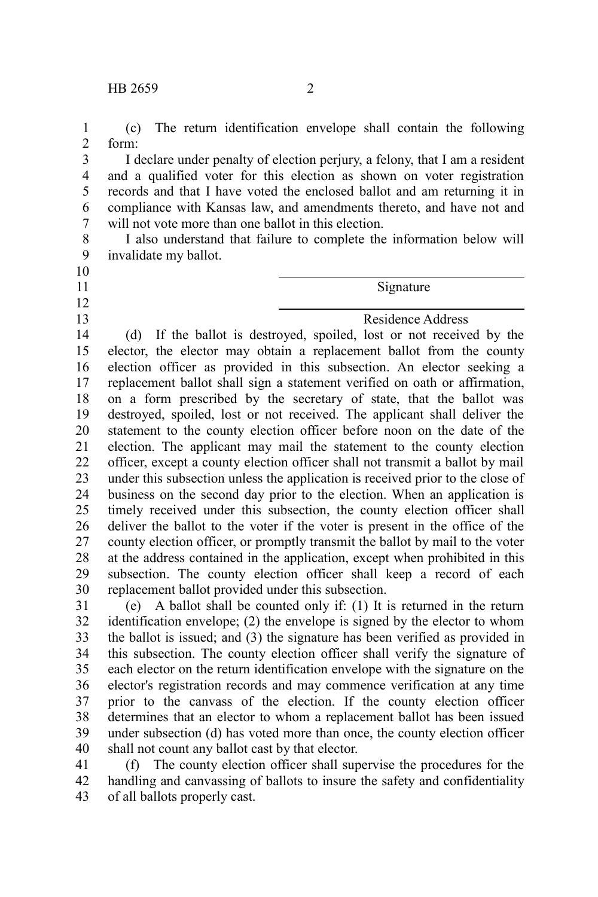(c) The return identification envelope shall contain the following form:

I declare under penalty of election perjury, a felony, that I am a resident and a qualified voter for this election as shown on voter registration records and that I have voted the enclosed ballot and am returning it in compliance with Kansas law, and amendments thereto, and have not and will not vote more than one ballot in this election.

I also understand that failure to complete the information below will invalidate my ballot.

\_\_\_\_\_\_\_\_\_\_\_\_\_\_\_\_\_\_\_\_\_\_\_\_\_\_\_\_\_\_

Signature

\_\_\_\_\_\_\_\_\_\_\_\_\_\_\_\_\_\_\_\_\_\_\_\_\_\_\_\_\_\_

Residence Address

(d) If the ballot is destroyed, spoiled, lost or not received by the elector, the elector may obtain a replacement ballot from the county election officer as provided in this subsection. An elector seeking a replacement ballot shall sign a statement verified on oath or affirmation, on a form prescribed by the secretary of state, that the ballot was destroyed, spoiled, lost or not received. The applicant shall deliver the statement to the county election officer before noon on the date of the election. The applicant may mail the statement to the county election officer, except a county election officer shall not transmit a ballot by mail under this subsection unless the application is received prior to the close of business on the second day prior to the election. When an application is timely received under this subsection, the county election officer shall deliver the ballot to the voter if the voter is present in the office of the county election officer, or promptly transmit the ballot by mail to the voter at the address contained in the application, except when prohibited in this subsection. The county election officer shall keep a record of each replacement ballot provided under this subsection.

(e) A ballot shall be counted only if: (1) It is returned in the return identification envelope; (2) the envelope is signed by the elector to whom the ballot is issued; and (3) the signature has been verified as provided in this subsection. The county election officer shall verify the signature of each elector on the return identification envelope with the signature on the elector's registration records and may commence verification at any time prior to the canvass of the election. If the county election officer determines that an elector to whom a replacement ballot has been issued under subsection (d) has voted more than once, the county election officer shall not count any ballot cast by that elector.

(f) The county election officer shall supervise the procedures for the handling and canvassing of ballots to insure the safety and confidentiality of all ballots properly cast.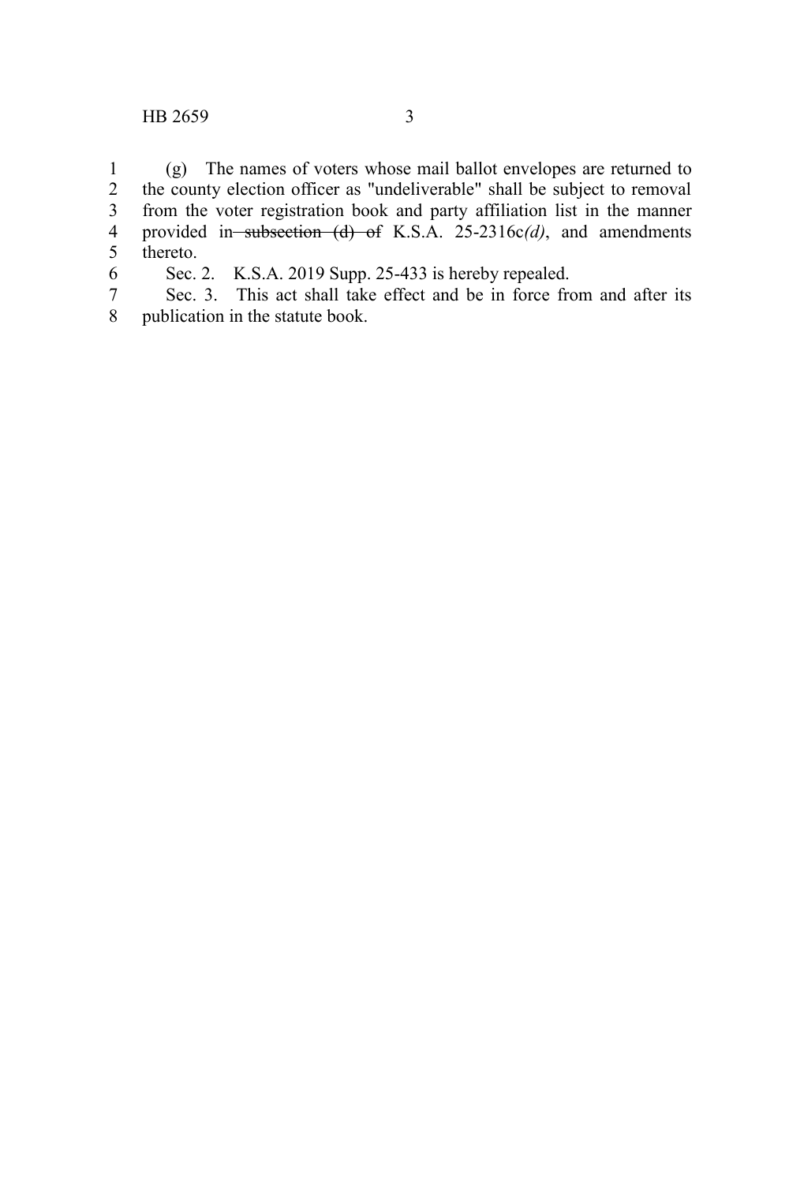(g) The names of voters whose mail ballot envelopes are returned to the county election officer as "undeliverable" shall be subject to removal from the voter registration book and party affiliation list in the manner provided in ~~subsection (d) of~~ K.S.A. 25-2316c*(d)*, and amendments thereto.

Sec. 2. K.S.A. 2019 Supp. 25-433 is hereby repealed.

Sec. 3. This act shall take effect and be in force from and after its publication in the statute book.